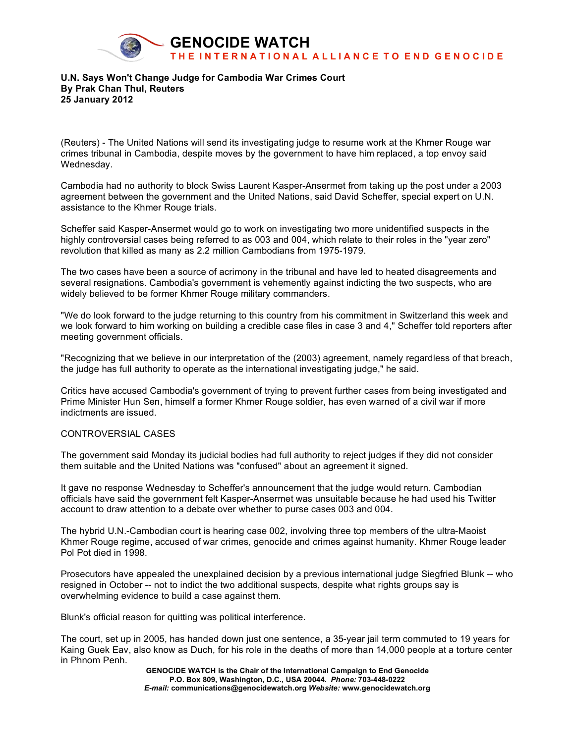**GENOCIDE WATCH**
**THE INTERNATIONAL ALLIANCE TO END GENOCIDE**

**U.N. Says Won't Change Judge for Cambodia War Crimes Court**
**By Prak Chan Thul, Reuters**
**25 January 2012**

(Reuters) - The United Nations will send its investigating judge to resume work at the Khmer Rouge war crimes tribunal in Cambodia, despite moves by the government to have him replaced, a top envoy said Wednesday.

Cambodia had no authority to block Swiss Laurent Kasper-Ansermet from taking up the post under a 2003 agreement between the government and the United Nations, said David Scheffer, special expert on U.N. assistance to the Khmer Rouge trials.

Scheffer said Kasper-Ansermet would go to work on investigating two more unidentified suspects in the highly controversial cases being referred to as 003 and 004, which relate to their roles in the "year zero" revolution that killed as many as 2.2 million Cambodians from 1975-1979.

The two cases have been a source of acrimony in the tribunal and have led to heated disagreements and several resignations. Cambodia's government is vehemently against indicting the two suspects, who are widely believed to be former Khmer Rouge military commanders.

"We do look forward to the judge returning to this country from his commitment in Switzerland this week and we look forward to him working on building a credible case files in case 3 and 4," Scheffer told reporters after meeting government officials.

"Recognizing that we believe in our interpretation of the (2003) agreement, namely regardless of that breach, the judge has full authority to operate as the international investigating judge," he said.

Critics have accused Cambodia's government of trying to prevent further cases from being investigated and Prime Minister Hun Sen, himself a former Khmer Rouge soldier, has even warned of a civil war if more indictments are issued.

CONTROVERSIAL CASES

The government said Monday its judicial bodies had full authority to reject judges if they did not consider them suitable and the United Nations was "confused" about an agreement it signed.

It gave no response Wednesday to Scheffer's announcement that the judge would return. Cambodian officials have said the government felt Kasper-Ansermet was unsuitable because he had used his Twitter account to draw attention to a debate over whether to purse cases 003 and 004.

The hybrid U.N.-Cambodian court is hearing case 002, involving three top members of the ultra-Maoist Khmer Rouge regime, accused of war crimes, genocide and crimes against humanity. Khmer Rouge leader Pol Pot died in 1998.

Prosecutors have appealed the unexplained decision by a previous international judge Siegfried Blunk -- who resigned in October -- not to indict the two additional suspects, despite what rights groups say is overwhelming evidence to build a case against them.

Blunk's official reason for quitting was political interference.

The court, set up in 2005, has handed down just one sentence, a 35-year jail term commuted to 19 years for Kaing Guek Eav, also know as Duch, for his role in the deaths of more than 14,000 people at a torture center in Phnom Penh.

**GENOCIDE WATCH is the Chair of the International Campaign to End Genocide**
**P.O. Box 809, Washington, D.C., USA 20044.** ***Phone:*** **703-448-0222**
***E-mail:*** **communications@genocidewatch.org** ***Website:*** **www.genocidewatch.org**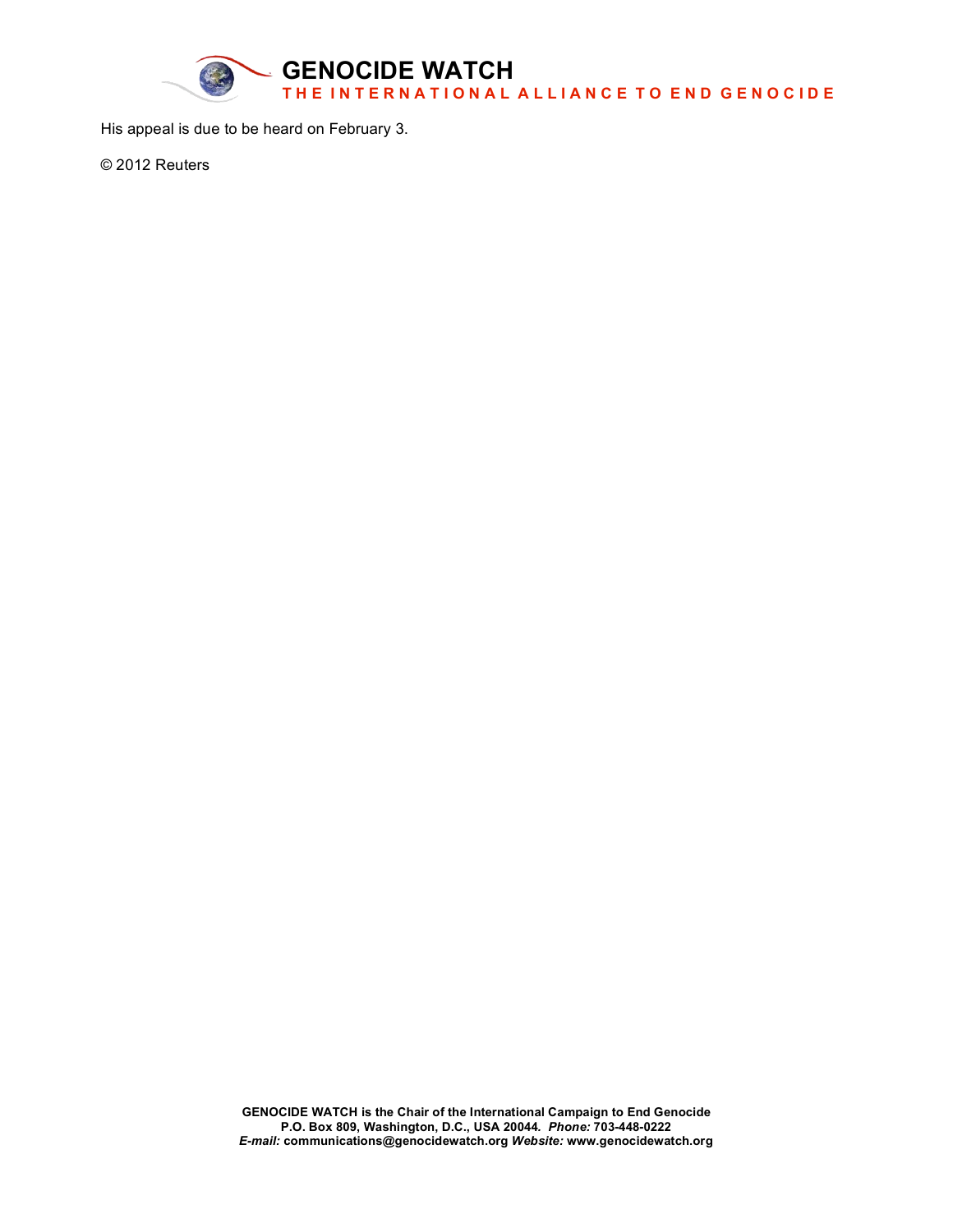His appeal is due to be heard on February 3.

© 2012 Reuters